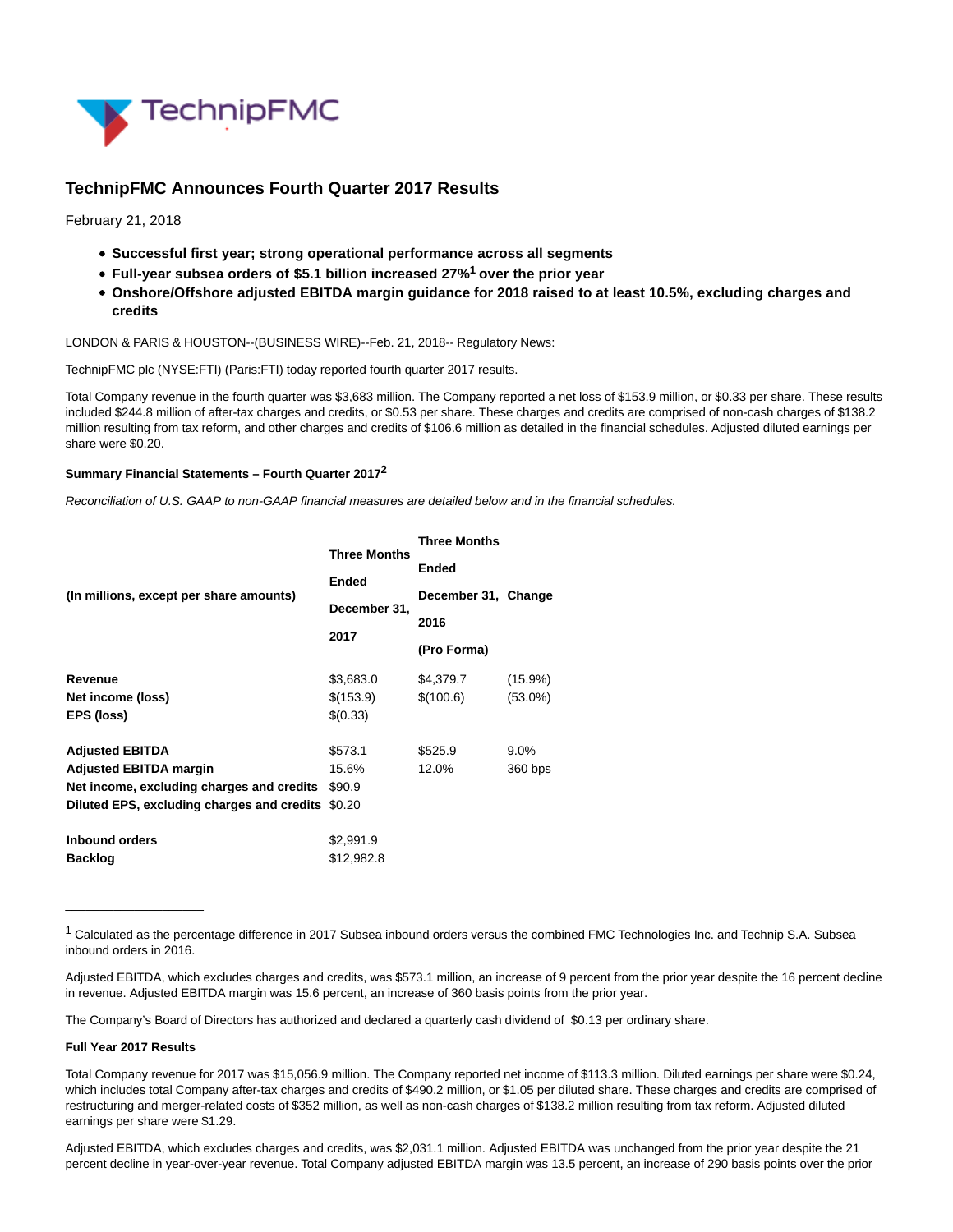# TechnipFMC Announces Fourth Quarter 2017 Results

February 21, 2018

- **Successful first year; strong operational performance across all segments**
- **Full-year subsea orders of $5.1 billion increased 27%[1] over the prior year**
- **Onshore/Offshore adjusted EBITDA margin guidance for 2018 raised to at least 10.5%, excluding charges and credits**

LONDON & PARIS & HOUSTON--(BUSINESS WIRE)--Feb. 21, 2018-- Regulatory News:

TechnipFMC plc (NYSE:FTI) (Paris:FTI) today reported fourth quarter 2017 results.

Total Company revenue in the fourth quarter was $3,683 million. The Company reported a net loss of $153.9 million, or $0.33 per share. These results included $244.8 million of after-tax charges and credits, or $0.53 per share. These charges and credits are comprised of non-cash charges of $138.2 million resulting from tax reform, and other charges and credits of $106.6 million as detailed in the financial schedules. Adjusted diluted earnings per share were $0.20.

#### Summary Financial Statements – Fourth Quarter 2017[2]

*Reconciliation of U.S. GAAP to non-GAAP financial measures are detailed below and in the financial schedules.*

| (In millions, except per share amounts) | Three Months Ended December 31, 2017 | Three Months Ended December 31, 2016 (Pro Forma) | Change |
|---|---|---|---|
| **Revenue** | $3,683.0 | $4,379.7 | (15.9%) |
| **Net income (loss)** | $(153.9) | $(100.6) | (53.0%) |
| **EPS (loss)** | $(0.33) | | |
| | | | |
| **Adjusted EBITDA** | $573.1 | $525.9 | 9.0% |
| **Adjusted EBITDA margin** | 15.6% | 12.0% | 360 bps |
| **Net income, excluding charges and credits** | $90.9 | | |
| **Diluted EPS, excluding charges and credits** | $0.20 | | |
| | | | |
| **Inbound orders** | $2,991.9 | | |
| **Backlog** | $12,982.8 | | |

---

[1] Calculated as the percentage difference in 2017 Subsea inbound orders versus the combined FMC Technologies Inc. and Technip S.A. Subsea inbound orders in 2016.

Adjusted EBITDA, which excludes charges and credits, was $573.1 million, an increase of 9 percent from the prior year despite the 16 percent decline in revenue. Adjusted EBITDA margin was 15.6 percent, an increase of 360 basis points from the prior year.

The Company's Board of Directors has authorized and declared a quarterly cash dividend of $0.13 per ordinary share.

#### Full Year 2017 Results

Total Company revenue for 2017 was $15,056.9 million. The Company reported net income of $113.3 million. Diluted earnings per share were $0.24, which includes total Company after-tax charges and credits of $490.2 million, or $1.05 per diluted share. These charges and credits are comprised of restructuring and merger-related costs of $352 million, as well as non-cash charges of $138.2 million resulting from tax reform. Adjusted diluted earnings per share were $1.29.

Adjusted EBITDA, which excludes charges and credits, was $2,031.1 million. Adjusted EBITDA was unchanged from the prior year despite the 21 percent decline in year-over-year revenue. Total Company adjusted EBITDA margin was 13.5 percent, an increase of 290 basis points over the prior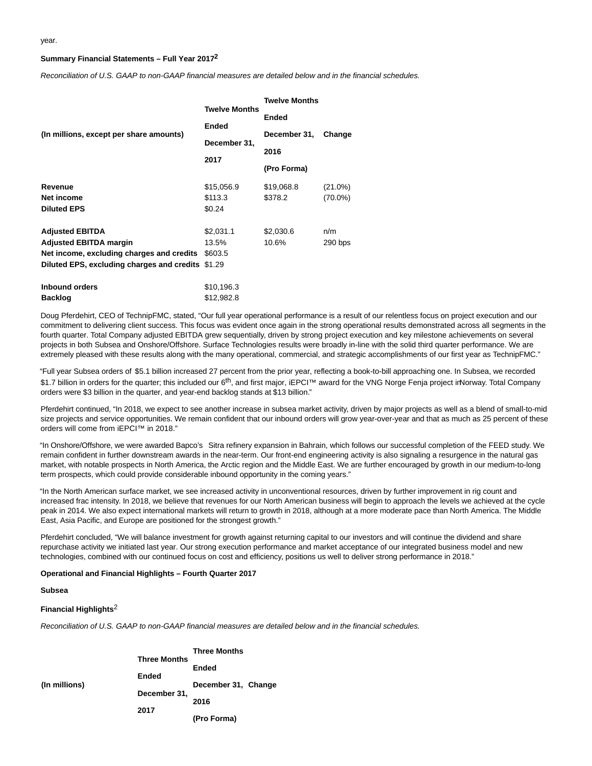year.

**Summary Financial Statements – Full Year 2017**[2]

*Reconciliation of U.S. GAAP to non-GAAP financial measures are detailed below and in the financial schedules.*

| (In millions, except per share amounts) | Twelve Months Ended December 31, 2017 | Twelve Months Ended December 31, 2016 (Pro Forma) | Change |
|---|---|---|---|
| **Revenue** | $15,056.9 | $19,068.8 | (21.0%) |
| **Net income** | $113.3 | $378.2 | (70.0%) |
| **Diluted EPS** | $0.24 | | |
| | | | |
| **Adjusted EBITDA** | $2,031.1 | $2,030.6 | n/m |
| **Adjusted EBITDA margin** | 13.5% | 10.6% | 290 bps |
| **Net income, excluding charges and credits** | $603.5 | | |
| **Diluted EPS, excluding charges and credits** | $1.29 | | |
| | | | |
| **Inbound orders** | $10,196.3 | | |
| **Backlog** | $12,982.8 | | |

Doug Pferdehirt, CEO of TechnipFMC, stated, "Our full year operational performance is a result of our relentless focus on project execution and our commitment to delivering client success. This focus was evident once again in the strong operational results demonstrated across all segments in the fourth quarter. Total Company adjusted EBITDA grew sequentially, driven by strong project execution and key milestone achievements on several projects in both Subsea and Onshore/Offshore. Surface Technologies results were broadly in-line with the solid third quarter performance. We are extremely pleased with these results along with the many operational, commercial, and strategic accomplishments of our first year as TechnipFMC."

"Full year Subsea orders of $5.1 billion increased 27 percent from the prior year, reflecting a book-to-bill approaching one. In Subsea, we recorded $1.7 billion in orders for the quarter; this included our 6th, and first major, iEPCI™ award for the VNG Norge Fenja project in Norway. Total Company orders were $3 billion in the quarter, and year-end backlog stands at $13 billion."

Pferdehirt continued, "In 2018, we expect to see another increase in subsea market activity, driven by major projects as well as a blend of small-to-mid size projects and service opportunities. We remain confident that our inbound orders will grow year-over-year and that as much as 25 percent of these orders will come from iEPCI™ in 2018."

"In Onshore/Offshore, we were awarded Bapco's Sitra refinery expansion in Bahrain, which follows our successful completion of the FEED study. We remain confident in further downstream awards in the near-term. Our front-end engineering activity is also signaling a resurgence in the natural gas market, with notable prospects in North America, the Arctic region and the Middle East. We are further encouraged by growth in our medium-to-long term prospects, which could provide considerable inbound opportunity in the coming years."

"In the North American surface market, we see increased activity in unconventional resources, driven by further improvement in rig count and increased frac intensity. In 2018, we believe that revenues for our North American business will begin to approach the levels we achieved at the cycle peak in 2014. We also expect international markets will return to growth in 2018, although at a more moderate pace than North America. The Middle East, Asia Pacific, and Europe are positioned for the strongest growth."

Pferdehirt concluded, "We will balance investment for growth against returning capital to our investors and will continue the dividend and share repurchase activity we initiated last year. Our strong execution performance and market acceptance of our integrated business model and new technologies, combined with our continued focus on cost and efficiency, positions us well to deliver strong performance in 2018."

**Operational and Financial Highlights – Fourth Quarter 2017**

**Subsea**

**Financial Highlights**[2]

*Reconciliation of U.S. GAAP to non-GAAP financial measures are detailed below and in the financial schedules.*

| (In millions) | Three Months Ended December 31, 2017 | Three Months Ended December 31, 2016 (Pro Forma) | Change |
|---|---|---|---|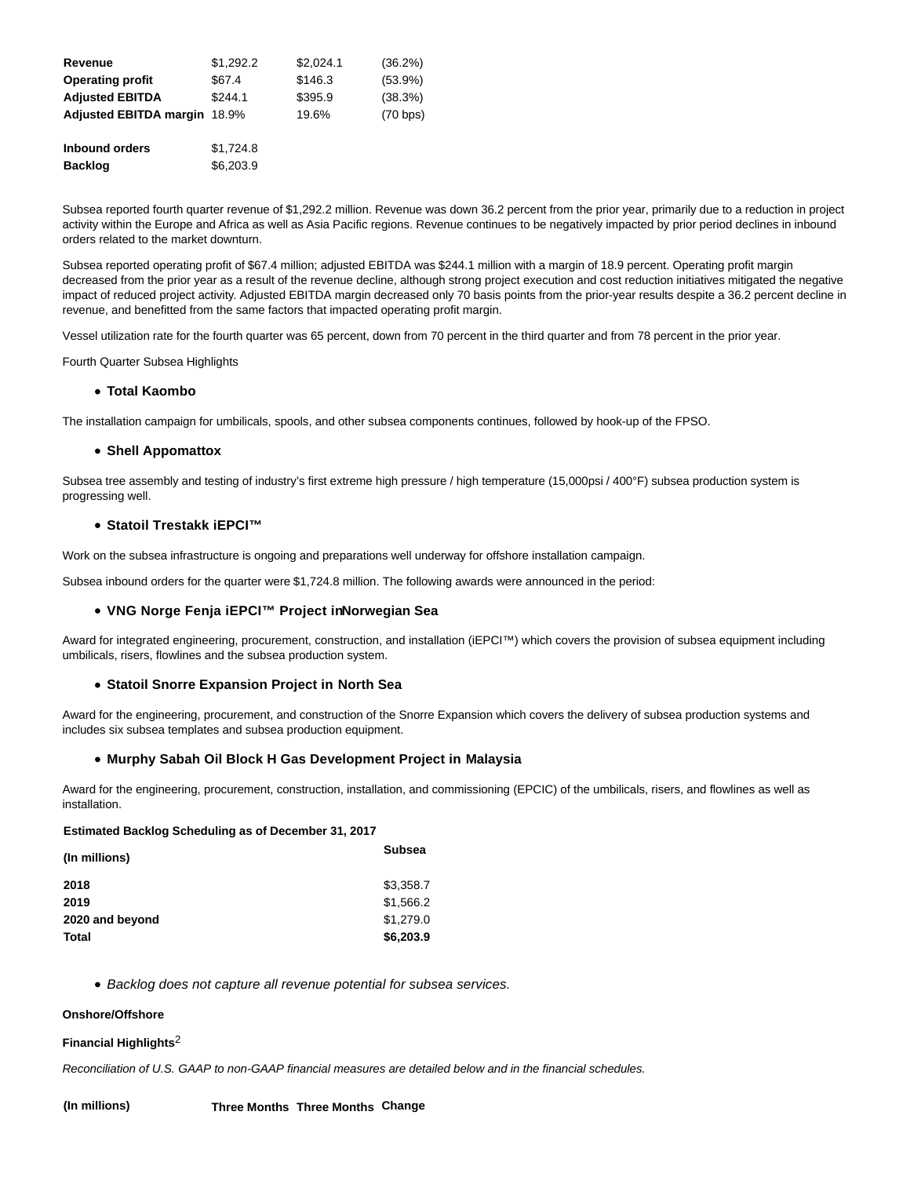| | | | |
|---|---|---|---|
| **Revenue** | $1,292.2 | $2,024.1 | (36.2%) |
| **Operating profit** | $67.4 | $146.3 | (53.9%) |
| **Adjusted EBITDA** | $244.1 | $395.9 | (38.3%) |
| **Adjusted EBITDA margin** | 18.9% | 19.6% | (70 bps) |
| | | | |
| **Inbound orders** | $1,724.8 | | |
| **Backlog** | $6,203.9 | | |

Subsea reported fourth quarter revenue of $1,292.2 million. Revenue was down 36.2 percent from the prior year, primarily due to a reduction in project activity within the Europe and Africa as well as Asia Pacific regions. Revenue continues to be negatively impacted by prior period declines in inbound orders related to the market downturn.

Subsea reported operating profit of $67.4 million; adjusted EBITDA was $244.1 million with a margin of 18.9 percent. Operating profit margin decreased from the prior year as a result of the revenue decline, although strong project execution and cost reduction initiatives mitigated the negative impact of reduced project activity. Adjusted EBITDA margin decreased only 70 basis points from the prior-year results despite a 36.2 percent decline in revenue, and benefitted from the same factors that impacted operating profit margin.

Vessel utilization rate for the fourth quarter was 65 percent, down from 70 percent in the third quarter and from 78 percent in the prior year.

Fourth Quarter Subsea Highlights

- **Total Kaombo**

The installation campaign for umbilicals, spools, and other subsea components continues, followed by hook-up of the FPSO.

- **Shell Appomattox**

Subsea tree assembly and testing of industry's first extreme high pressure / high temperature (15,000psi / 400°F) subsea production system is progressing well.

- **Statoil Trestakk iEPCI™**

Work on the subsea infrastructure is ongoing and preparations well underway for offshore installation campaign.

Subsea inbound orders for the quarter were $1,724.8 million. The following awards were announced in the period:

- **VNG Norge Fenja iEPCI™ Project in Norwegian Sea**

Award for integrated engineering, procurement, construction, and installation (iEPCI™) which covers the provision of subsea equipment including umbilicals, risers, flowlines and the subsea production system.

- **Statoil Snorre Expansion Project in North Sea**

Award for the engineering, procurement, and construction of the Snorre Expansion which covers the delivery of subsea production systems and includes six subsea templates and subsea production equipment.

- **Murphy Sabah Oil Block H Gas Development Project in Malaysia**

Award for the engineering, procurement, construction, installation, and commissioning (EPCIC) of the umbilicals, risers, and flowlines as well as installation.

**Estimated Backlog Scheduling as of December 31, 2017**

| (In millions) | Subsea |
|---|---|
| **2018** | $3,358.7 |
| **2019** | $1,566.2 |
| **2020 and beyond** | $1,279.0 |
| **Total** | **$6,203.9** |

- *Backlog does not capture all revenue potential for subsea services.*

**Onshore/Offshore**

**Financial Highlights**[2]

*Reconciliation of U.S. GAAP to non-GAAP financial measures are detailed below and in the financial schedules.*

| (In millions) | Three Months | Three Months | Change |
|---|---|---|---|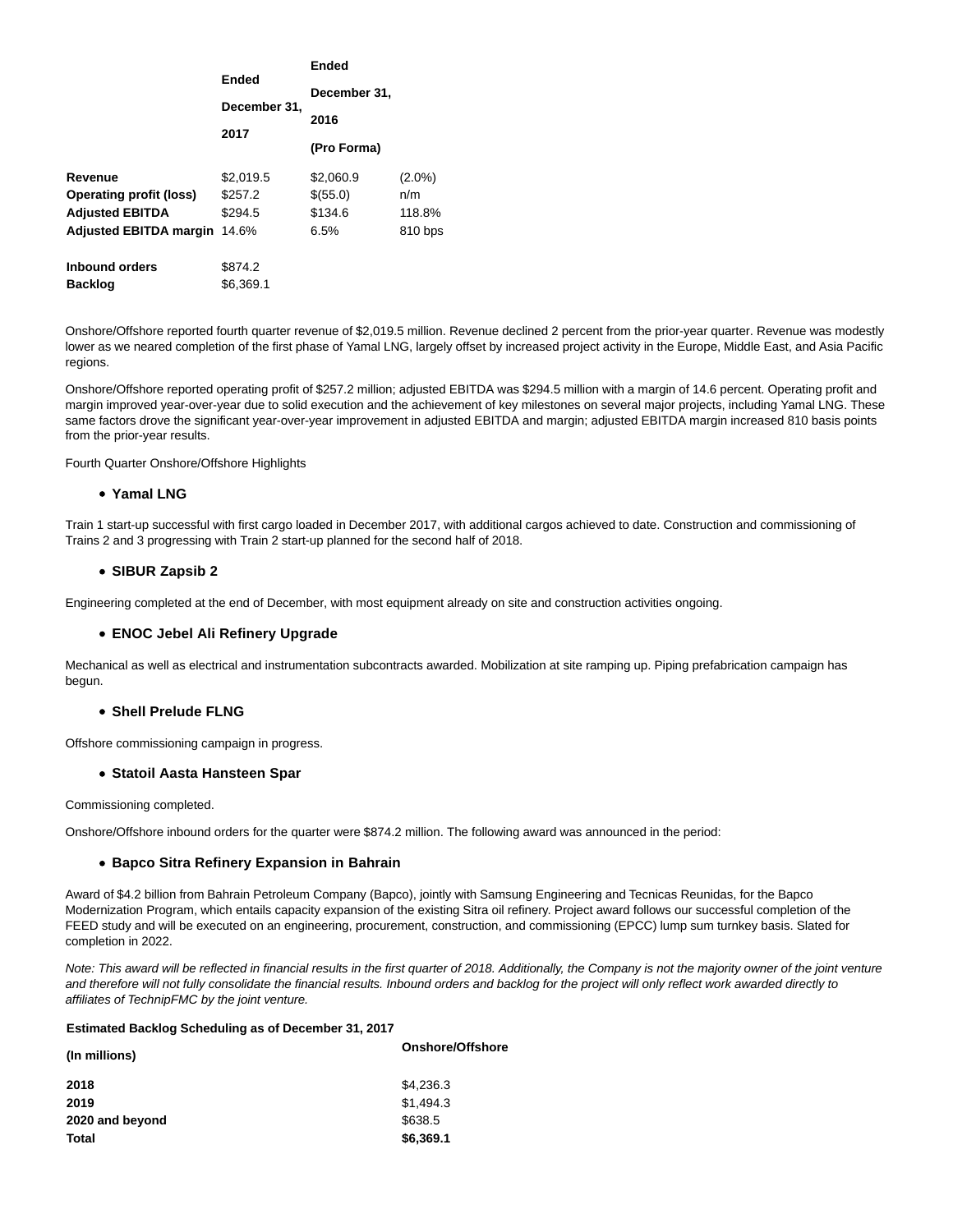| | Ended December 31, 2017 | Ended December 31, 2016 (Pro Forma) | |
|---|---|---|---|
| **Revenue** | $2,019.5 | $2,060.9 | (2.0%) |
| **Operating profit (loss)** | $257.2 | $(55.0) | n/m |
| **Adjusted EBITDA** | $294.5 | $134.6 | 118.8% |
| **Adjusted EBITDA margin** | 14.6% | 6.5% | 810 bps |
| | | | |
| **Inbound orders** | $874.2 | | |
| **Backlog** | $6,369.1 | | |

Onshore/Offshore reported fourth quarter revenue of $2,019.5 million. Revenue declined 2 percent from the prior-year quarter. Revenue was modestly lower as we neared completion of the first phase of Yamal LNG, largely offset by increased project activity in the Europe, Middle East, and Asia Pacific regions.

Onshore/Offshore reported operating profit of $257.2 million; adjusted EBITDA was $294.5 million with a margin of 14.6 percent. Operating profit and margin improved year-over-year due to solid execution and the achievement of key milestones on several major projects, including Yamal LNG. These same factors drove the significant year-over-year improvement in adjusted EBITDA and margin; adjusted EBITDA margin increased 810 basis points from the prior-year results.

Fourth Quarter Onshore/Offshore Highlights

- **Yamal LNG**

Train 1 start-up successful with first cargo loaded in December 2017, with additional cargos achieved to date. Construction and commissioning of Trains 2 and 3 progressing with Train 2 start-up planned for the second half of 2018.

- **SIBUR Zapsib 2**

Engineering completed at the end of December, with most equipment already on site and construction activities ongoing.

- **ENOC Jebel Ali Refinery Upgrade**

Mechanical as well as electrical and instrumentation subcontracts awarded. Mobilization at site ramping up. Piping prefabrication campaign has begun.

- **Shell Prelude FLNG**

Offshore commissioning campaign in progress.

- **Statoil Aasta Hansteen Spar**

Commissioning completed.

Onshore/Offshore inbound orders for the quarter were $874.2 million. The following award was announced in the period:

- **Bapco Sitra Refinery Expansion in Bahrain**

Award of $4.2 billion from Bahrain Petroleum Company (Bapco), jointly with Samsung Engineering and Tecnicas Reunidas, for the Bapco Modernization Program, which entails capacity expansion of the existing Sitra oil refinery. Project award follows our successful completion of the FEED study and will be executed on an engineering, procurement, construction, and commissioning (EPCC) lump sum turnkey basis. Slated for completion in 2022.

*Note: This award will be reflected in financial results in the first quarter of 2018. Additionally, the Company is not the majority owner of the joint venture and therefore will not fully consolidate the financial results. Inbound orders and backlog for the project will only reflect work awarded directly to affiliates of TechnipFMC by the joint venture.*

**Estimated Backlog Scheduling as of December 31, 2017**

| (In millions) | Onshore/Offshore |
|---|---|
| **2018** | $4,236.3 |
| **2019** | $1,494.3 |
| **2020 and beyond** | $638.5 |
| **Total** | **$6,369.1** |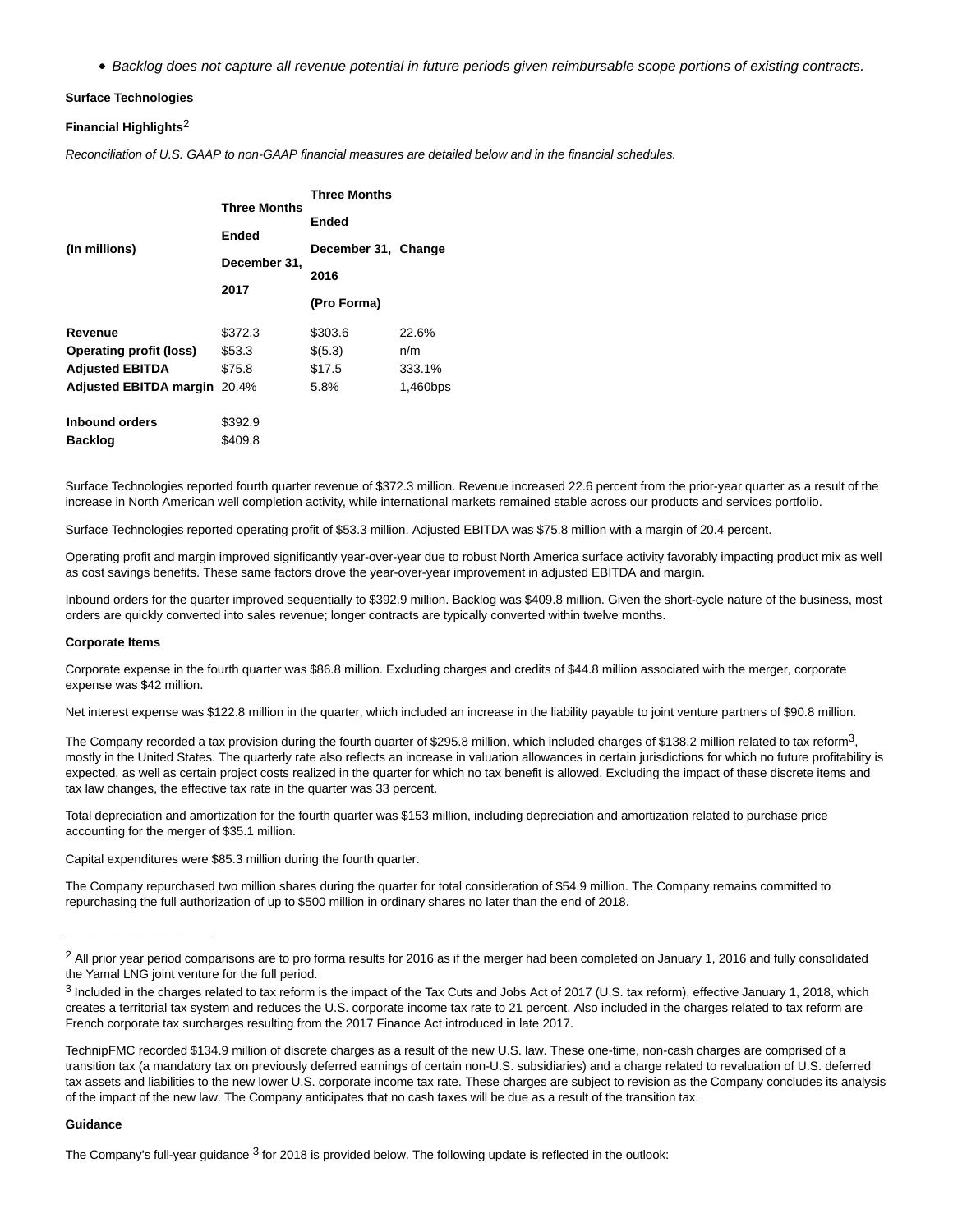- *Backlog does not capture all revenue potential in future periods given reimbursable scope portions of existing contracts.*

**Surface Technologies**

**Financial Highlights**[2]

*Reconciliation of U.S. GAAP to non-GAAP financial measures are detailed below and in the financial schedules.*

| (In millions) | Three Months Ended December 31, 2017 | Three Months Ended December 31, 2016 (Pro Forma) | Change |
|---|---|---|---|
| **Revenue** | $372.3 | $303.6 | 22.6% |
| **Operating profit (loss)** | $53.3 | $(5.3) | n/m |
| **Adjusted EBITDA** | $75.8 | $17.5 | 333.1% |
| **Adjusted EBITDA margin** | 20.4% | 5.8% | 1,460bps |
| | | | |
| **Inbound orders** | $392.9 | | |
| **Backlog** | $409.8 | | |

Surface Technologies reported fourth quarter revenue of $372.3 million. Revenue increased 22.6 percent from the prior-year quarter as a result of the increase in North American well completion activity, while international markets remained stable across our products and services portfolio.

Surface Technologies reported operating profit of $53.3 million. Adjusted EBITDA was $75.8 million with a margin of 20.4 percent.

Operating profit and margin improved significantly year-over-year due to robust North America surface activity favorably impacting product mix as well as cost savings benefits. These same factors drove the year-over-year improvement in adjusted EBITDA and margin.

Inbound orders for the quarter improved sequentially to $392.9 million. Backlog was $409.8 million. Given the short-cycle nature of the business, most orders are quickly converted into sales revenue; longer contracts are typically converted within twelve months.

**Corporate Items**

Corporate expense in the fourth quarter was $86.8 million. Excluding charges and credits of $44.8 million associated with the merger, corporate expense was $42 million.

Net interest expense was $122.8 million in the quarter, which included an increase in the liability payable to joint venture partners of $90.8 million.

The Company recorded a tax provision during the fourth quarter of $295.8 million, which included charges of $138.2 million related to tax reform[3], mostly in the United States. The quarterly rate also reflects an increase in valuation allowances in certain jurisdictions for which no future profitability is expected, as well as certain project costs realized in the quarter for which no tax benefit is allowed. Excluding the impact of these discrete items and tax law changes, the effective tax rate in the quarter was 33 percent.

Total depreciation and amortization for the fourth quarter was $153 million, including depreciation and amortization related to purchase price accounting for the merger of $35.1 million.

Capital expenditures were $85.3 million during the fourth quarter.

The Company repurchased two million shares during the quarter for total consideration of $54.9 million. The Company remains committed to repurchasing the full authorization of up to $500 million in ordinary shares no later than the end of 2018.

---

[2] All prior year period comparisons are to pro forma results for 2016 as if the merger had been completed on January 1, 2016 and fully consolidated the Yamal LNG joint venture for the full period.

[3] Included in the charges related to tax reform is the impact of the Tax Cuts and Jobs Act of 2017 (U.S. tax reform), effective January 1, 2018, which creates a territorial tax system and reduces the U.S. corporate income tax rate to 21 percent. Also included in the charges related to tax reform are French corporate tax surcharges resulting from the 2017 Finance Act introduced in late 2017.

TechnipFMC recorded $134.9 million of discrete charges as a result of the new U.S. law. These one-time, non-cash charges are comprised of a transition tax (a mandatory tax on previously deferred earnings of certain non-U.S. subsidiaries) and a charge related to revaluation of U.S. deferred tax assets and liabilities to the new lower U.S. corporate income tax rate. These charges are subject to revision as the Company concludes its analysis of the impact of the new law. The Company anticipates that no cash taxes will be due as a result of the transition tax.

**Guidance**

The Company's full-year guidance [3] for 2018 is provided below. The following update is reflected in the outlook: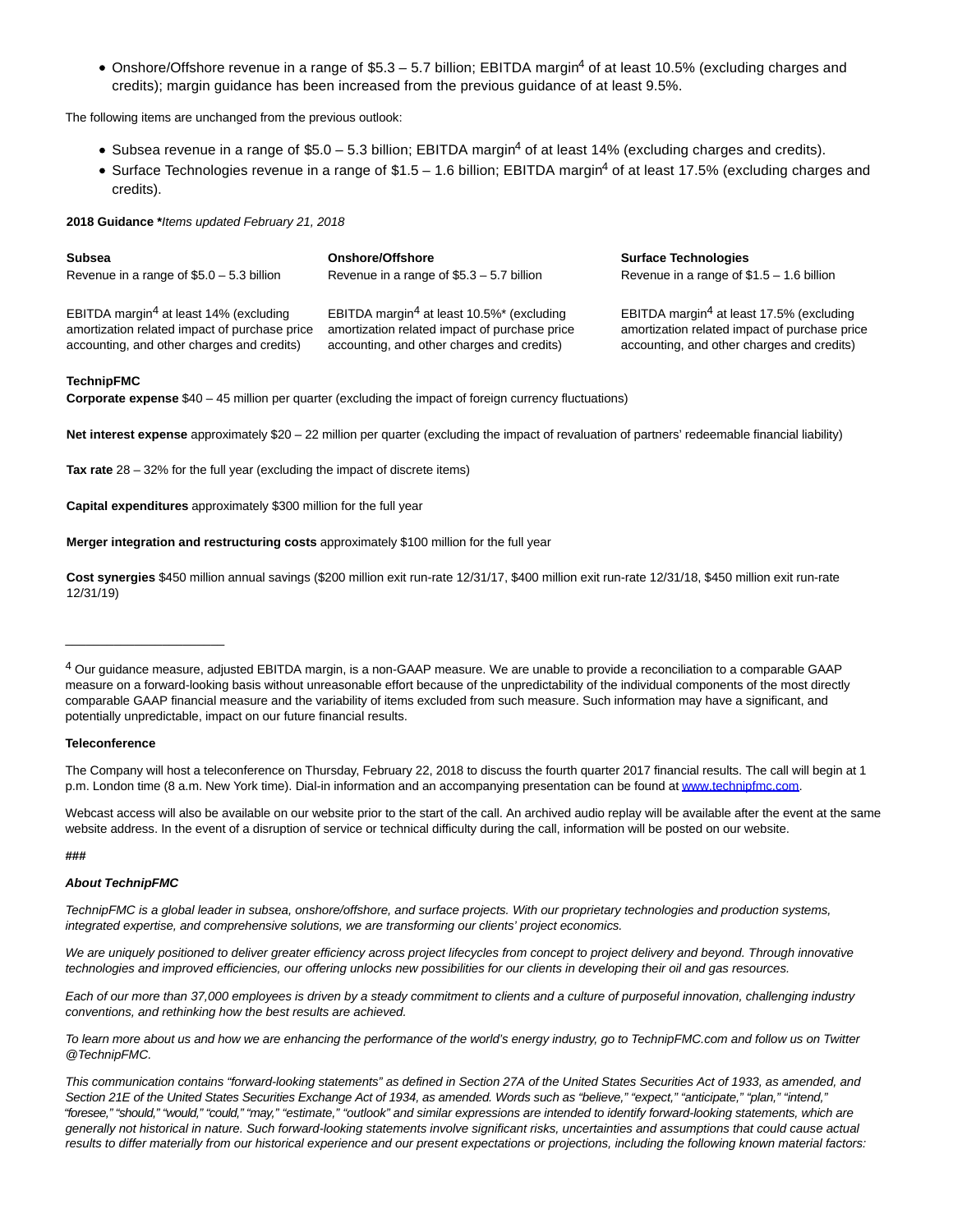- Onshore/Offshore revenue in a range of \$5.3 – 5.7 billion; EBITDA margin[4] of at least 10.5% (excluding charges and credits); margin guidance has been increased from the previous guidance of at least 9.5%.

The following items are unchanged from the previous outlook:

- Subsea revenue in a range of \$5.0 – 5.3 billion; EBITDA margin[4] of at least 14% (excluding charges and credits).
- Surface Technologies revenue in a range of \$1.5 – 1.6 billion; EBITDA margin[4] of at least 17.5% (excluding charges and credits).

**2018 Guidance ***Items updated February 21, 2018*

| **Subsea** | **Onshore/Offshore** | **Surface Technologies** |
|---|---|---|
| Revenue in a range of \$5.0 – 5.3 billion | Revenue in a range of \$5.3 – 5.7 billion | Revenue in a range of \$1.5 – 1.6 billion |
| EBITDA margin[4] at least 14% (excluding amortization related impact of purchase price accounting, and other charges and credits) | EBITDA margin[4] at least 10.5%* (excluding amortization related impact of purchase price accounting, and other charges and credits) | EBITDA margin[4] at least 17.5% (excluding amortization related impact of purchase price accounting, and other charges and credits) |

**TechnipFMC**

**Corporate expense** \$40 – 45 million per quarter (excluding the impact of foreign currency fluctuations)

**Net interest expense** approximately \$20 – 22 million per quarter (excluding the impact of revaluation of partners' redeemable financial liability)

**Tax rate** 28 – 32% for the full year (excluding the impact of discrete items)

**Capital expenditures** approximately \$300 million for the full year

**Merger integration and restructuring costs** approximately \$100 million for the full year

**Cost synergies** \$450 million annual savings (\$200 million exit run-rate 12/31/17, \$400 million exit run-rate 12/31/18, \$450 million exit run-rate 12/31/19)

---

[4] Our guidance measure, adjusted EBITDA margin, is a non-GAAP measure. We are unable to provide a reconciliation to a comparable GAAP measure on a forward-looking basis without unreasonable effort because of the unpredictability of the individual components of the most directly comparable GAAP financial measure and the variability of items excluded from such measure. Such information may have a significant, and potentially unpredictable, impact on our future financial results.

**Teleconference**

The Company will host a teleconference on Thursday, February 22, 2018 to discuss the fourth quarter 2017 financial results. The call will begin at 1 p.m. London time (8 a.m. New York time). Dial-in information and an accompanying presentation can be found at www.technipfmc.com.

Webcast access will also be available on our website prior to the start of the call. An archived audio replay will be available after the event at the same website address. In the event of a disruption of service or technical difficulty during the call, information will be posted on our website.

**###**

***About TechnipFMC***

*TechnipFMC is a global leader in subsea, onshore/offshore, and surface projects. With our proprietary technologies and production systems, integrated expertise, and comprehensive solutions, we are transforming our clients' project economics.*

*We are uniquely positioned to deliver greater efficiency across project lifecycles from concept to project delivery and beyond. Through innovative technologies and improved efficiencies, our offering unlocks new possibilities for our clients in developing their oil and gas resources.*

*Each of our more than 37,000 employees is driven by a steady commitment to clients and a culture of purposeful innovation, challenging industry conventions, and rethinking how the best results are achieved.*

*To learn more about us and how we are enhancing the performance of the world's energy industry, go to TechnipFMC.com and follow us on Twitter @TechnipFMC.*

*This communication contains "forward-looking statements" as defined in Section 27A of the United States Securities Act of 1933, as amended, and Section 21E of the United States Securities Exchange Act of 1934, as amended. Words such as "believe," "expect," "anticipate," "plan," "intend," "foresee," "should," "would," "could," "may," "estimate," "outlook" and similar expressions are intended to identify forward-looking statements, which are generally not historical in nature. Such forward-looking statements involve significant risks, uncertainties and assumptions that could cause actual results to differ materially from our historical experience and our present expectations or projections, including the following known material factors:*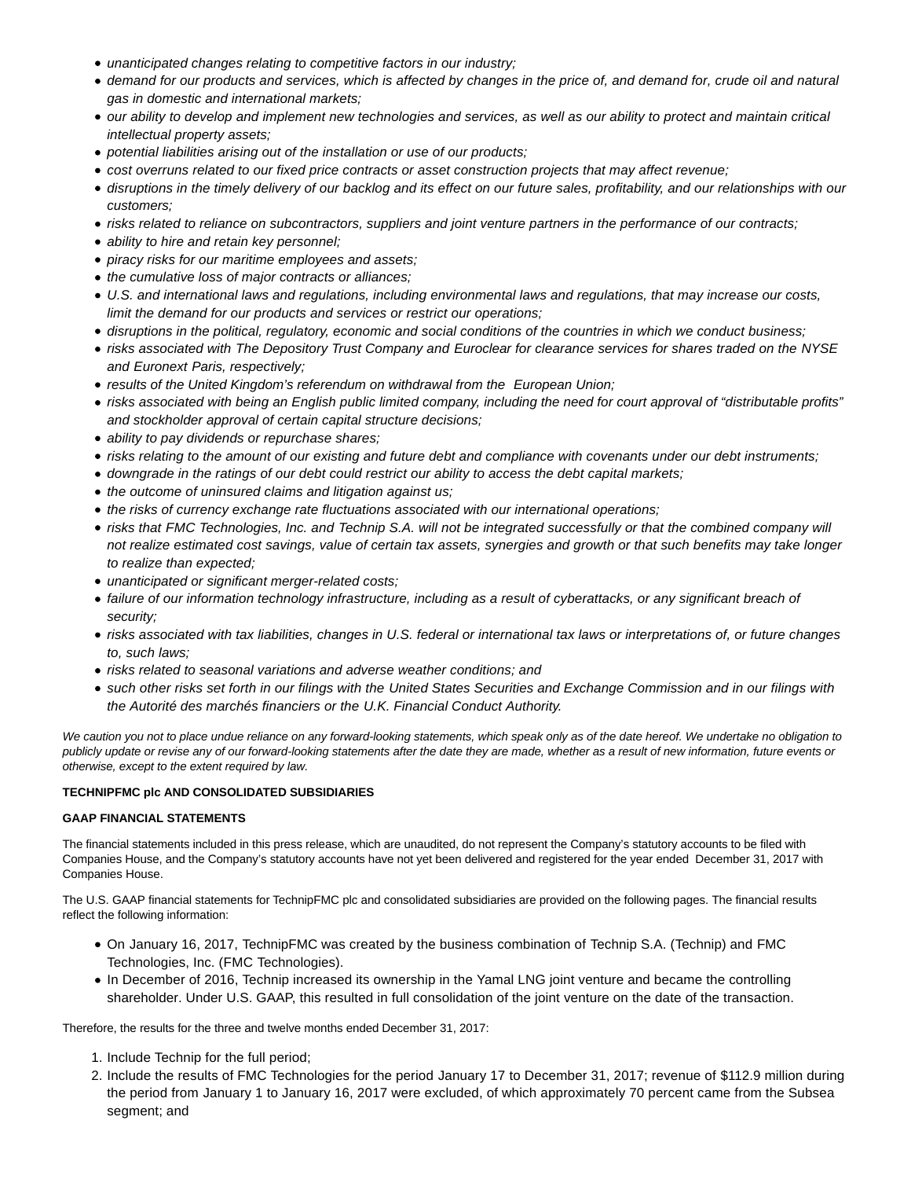- *unanticipated changes relating to competitive factors in our industry;*
- *demand for our products and services, which is affected by changes in the price of, and demand for, crude oil and natural gas in domestic and international markets;*
- *our ability to develop and implement new technologies and services, as well as our ability to protect and maintain critical intellectual property assets;*
- *potential liabilities arising out of the installation or use of our products;*
- *cost overruns related to our fixed price contracts or asset construction projects that may affect revenue;*
- *disruptions in the timely delivery of our backlog and its effect on our future sales, profitability, and our relationships with our customers;*
- *risks related to reliance on subcontractors, suppliers and joint venture partners in the performance of our contracts;*
- *ability to hire and retain key personnel;*
- *piracy risks for our maritime employees and assets;*
- *the cumulative loss of major contracts or alliances;*
- *U.S. and international laws and regulations, including environmental laws and regulations, that may increase our costs, limit the demand for our products and services or restrict our operations;*
- *disruptions in the political, regulatory, economic and social conditions of the countries in which we conduct business;*
- *risks associated with The Depository Trust Company and Euroclear for clearance services for shares traded on the NYSE and Euronext Paris, respectively;*
- *results of the United Kingdom's referendum on withdrawal from the European Union;*
- *risks associated with being an English public limited company, including the need for court approval of "distributable profits" and stockholder approval of certain capital structure decisions;*
- *ability to pay dividends or repurchase shares;*
- *risks relating to the amount of our existing and future debt and compliance with covenants under our debt instruments;*
- *downgrade in the ratings of our debt could restrict our ability to access the debt capital markets;*
- *the outcome of uninsured claims and litigation against us;*
- *the risks of currency exchange rate fluctuations associated with our international operations;*
- *risks that FMC Technologies, Inc. and Technip S.A. will not be integrated successfully or that the combined company will not realize estimated cost savings, value of certain tax assets, synergies and growth or that such benefits may take longer to realize than expected;*
- *unanticipated or significant merger-related costs;*
- *failure of our information technology infrastructure, including as a result of cyberattacks, or any significant breach of security;*
- *risks associated with tax liabilities, changes in U.S. federal or international tax laws or interpretations of, or future changes to, such laws;*
- *risks related to seasonal variations and adverse weather conditions; and*
- *such other risks set forth in our filings with the United States Securities and Exchange Commission and in our filings with the Autorité des marchés financiers or the U.K. Financial Conduct Authority.*

*We caution you not to place undue reliance on any forward-looking statements, which speak only as of the date hereof. We undertake no obligation to publicly update or revise any of our forward-looking statements after the date they are made, whether as a result of new information, future events or otherwise, except to the extent required by law.*

**TECHNIPFMC plc AND CONSOLIDATED SUBSIDIARIES**

**GAAP FINANCIAL STATEMENTS**

The financial statements included in this press release, which are unaudited, do not represent the Company's statutory accounts to be filed with Companies House, and the Company's statutory accounts have not yet been delivered and registered for the year ended December 31, 2017 with Companies House.

The U.S. GAAP financial statements for TechnipFMC plc and consolidated subsidiaries are provided on the following pages. The financial results reflect the following information:

- On January 16, 2017, TechnipFMC was created by the business combination of Technip S.A. (Technip) and FMC Technologies, Inc. (FMC Technologies).
- In December of 2016, Technip increased its ownership in the Yamal LNG joint venture and became the controlling shareholder. Under U.S. GAAP, this resulted in full consolidation of the joint venture on the date of the transaction.

Therefore, the results for the three and twelve months ended December 31, 2017:

1. Include Technip for the full period;
2. Include the results of FMC Technologies for the period January 17 to December 31, 2017; revenue of $112.9 million during the period from January 1 to January 16, 2017 were excluded, of which approximately 70 percent came from the Subsea segment; and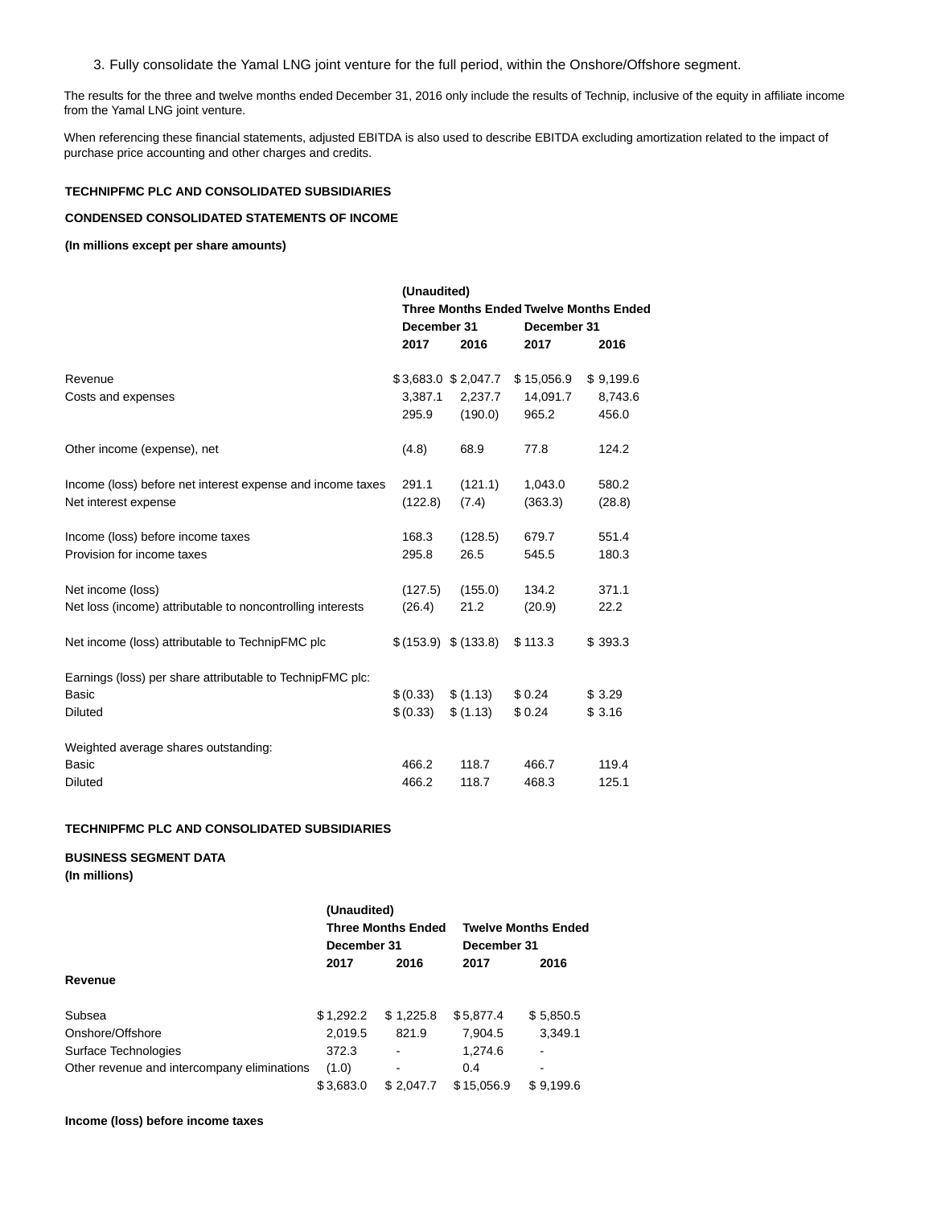3. Fully consolidate the Yamal LNG joint venture for the full period, within the Onshore/Offshore segment.

The results for the three and twelve months ended December 31, 2016 only include the results of Technip, inclusive of the equity in affiliate income from the Yamal LNG joint venture.

When referencing these financial statements, adjusted EBITDA is also used to describe EBITDA excluding amortization related to the impact of purchase price accounting and other charges and credits.

**TECHNIPFMC PLC AND CONSOLIDATED SUBSIDIARIES**

**CONDENSED CONSOLIDATED STATEMENTS OF INCOME**

**(In millions except per share amounts)**

| | (Unaudited) | | | |
|---|---|---|---|---|
| | Three Months Ended December 31 | | Twelve Months Ended December 31 | |
| | 2017 | 2016 | 2017 | 2016 |
| Revenue | $ 3,683.0 | $ 2,047.7 | $ 15,056.9 | $ 9,199.6 |
| Costs and expenses | 3,387.1 | 2,237.7 | 14,091.7 | 8,743.6 |
| | 295.9 | (190.0) | 965.2 | 456.0 |
| Other income (expense), net | (4.8) | 68.9 | 77.8 | 124.2 |
| Income (loss) before net interest expense and income taxes | 291.1 | (121.1) | 1,043.0 | 580.2 |
| Net interest expense | (122.8) | (7.4) | (363.3) | (28.8) |
| Income (loss) before income taxes | 168.3 | (128.5) | 679.7 | 551.4 |
| Provision for income taxes | 295.8 | 26.5 | 545.5 | 180.3 |
| Net income (loss) | (127.5) | (155.0) | 134.2 | 371.1 |
| Net loss (income) attributable to noncontrolling interests | (26.4) | 21.2 | (20.9) | 22.2 |
| Net income (loss) attributable to TechnipFMC plc | $ (153.9) | $ (133.8) | $ 113.3 | $ 393.3 |
| Earnings (loss) per share attributable to TechnipFMC plc: | | | | |
| Basic | $ (0.33) | $ (1.13) | $ 0.24 | $ 3.29 |
| Diluted | $ (0.33) | $ (1.13) | $ 0.24 | $ 3.16 |
| Weighted average shares outstanding: | | | | |
| Basic | 466.2 | 118.7 | 466.7 | 119.4 |
| Diluted | 466.2 | 118.7 | 468.3 | 125.1 |

**TECHNIPFMC PLC AND CONSOLIDATED SUBSIDIARIES**

**BUSINESS SEGMENT DATA**
**(In millions)**

| | (Unaudited) | | | |
|---|---|---|---|---|
| | Three Months Ended December 31 | | Twelve Months Ended December 31 | |
| | 2017 | 2016 | 2017 | 2016 |
| **Revenue** | | | | |
| Subsea | $ 1,292.2 | $ 1,225.8 | $ 5,877.4 | $ 5,850.5 |
| Onshore/Offshore | 2,019.5 | 821.9 | 7,904.5 | 3,349.1 |
| Surface Technologies | 372.3 | - | 1,274.6 | - |
| Other revenue and intercompany eliminations | (1.0) | - | 0.4 | - |
| | $ 3,683.0 | $ 2,047.7 | $ 15,056.9 | $ 9,199.6 |

**Income (loss) before income taxes**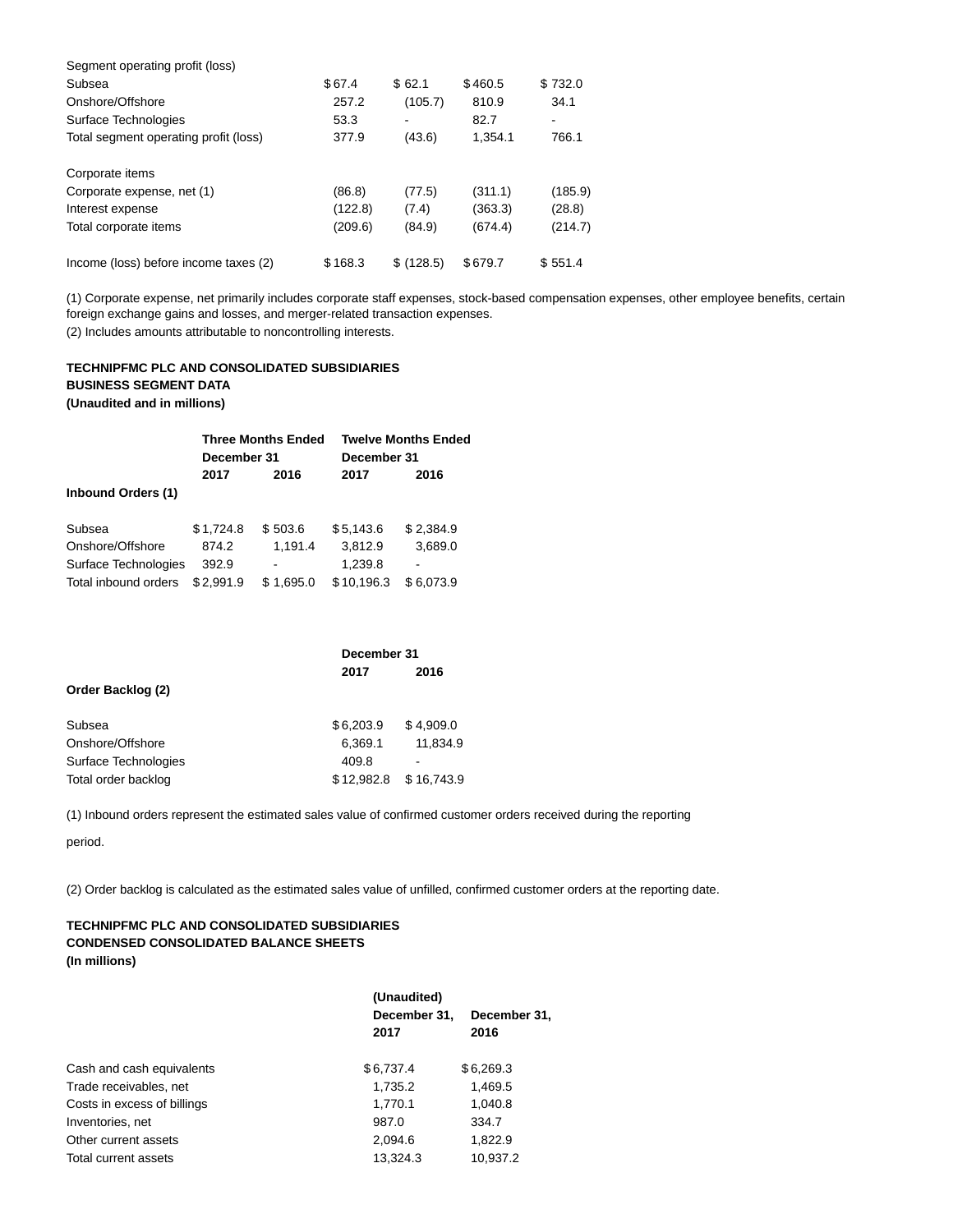| | | | | |
|---|---|---|---|---|
| Segment operating profit (loss) | | | | |
| Subsea | $ 67.4 | $ 62.1 | $ 460.5 | $ 732.0 |
| Onshore/Offshore | 257.2 | (105.7) | 810.9 | 34.1 |
| Surface Technologies | 53.3 | - | 82.7 | - |
| Total segment operating profit (loss) | 377.9 | (43.6) | 1,354.1 | 766.1 |
| | | | | |
| Corporate items | | | | |
| Corporate expense, net (1) | (86.8) | (77.5) | (311.1) | (185.9) |
| Interest expense | (122.8) | (7.4) | (363.3) | (28.8) |
| Total corporate items | (209.6) | (84.9) | (674.4) | (214.7) |
| | | | | |
| Income (loss) before income taxes (2) | $ 168.3 | $ (128.5) | $ 679.7 | $ 551.4 |

(1) Corporate expense, net primarily includes corporate staff expenses, stock-based compensation expenses, other employee benefits, certain foreign exchange gains and losses, and merger-related transaction expenses.

(2) Includes amounts attributable to noncontrolling interests.

**TECHNIPFMC PLC AND CONSOLIDATED SUBSIDIARIES**
**BUSINESS SEGMENT DATA**
**(Unaudited and in millions)**

| | **Three Months Ended December 31** | | **Twelve Months Ended December 31** | |
|---|---|---|---|---|
| | **2017** | **2016** | **2017** | **2016** |
| **Inbound Orders (1)** | | | | |
| Subsea | $ 1,724.8 | $ 503.6 | $ 5,143.6 | $ 2,384.9 |
| Onshore/Offshore | 874.2 | 1,191.4 | 3,812.9 | 3,689.0 |
| Surface Technologies | 392.9 | - | 1,239.8 | - |
| Total inbound orders | $ 2,991.9 | $ 1,695.0 | $ 10,196.3 | $ 6,073.9 |

| | **December 31** | |
|---|---|---|
| | **2017** | **2016** |
| **Order Backlog (2)** | | |
| Subsea | $ 6,203.9 | $ 4,909.0 |
| Onshore/Offshore | 6,369.1 | 11,834.9 |
| Surface Technologies | 409.8 | - |
| Total order backlog | $ 12,982.8 | $ 16,743.9 |

(1) Inbound orders represent the estimated sales value of confirmed customer orders received during the reporting period.

(2) Order backlog is calculated as the estimated sales value of unfilled, confirmed customer orders at the reporting date.

**TECHNIPFMC PLC AND CONSOLIDATED SUBSIDIARIES**
**CONDENSED CONSOLIDATED BALANCE SHEETS**
**(In millions)**

| | **(Unaudited) December 31, 2017** | **December 31, 2016** |
|---|---|---|
| Cash and cash equivalents | $ 6,737.4 | $ 6,269.3 |
| Trade receivables, net | 1,735.2 | 1,469.5 |
| Costs in excess of billings | 1,770.1 | 1,040.8 |
| Inventories, net | 987.0 | 334.7 |
| Other current assets | 2,094.6 | 1,822.9 |
| Total current assets | 13,324.3 | 10,937.2 |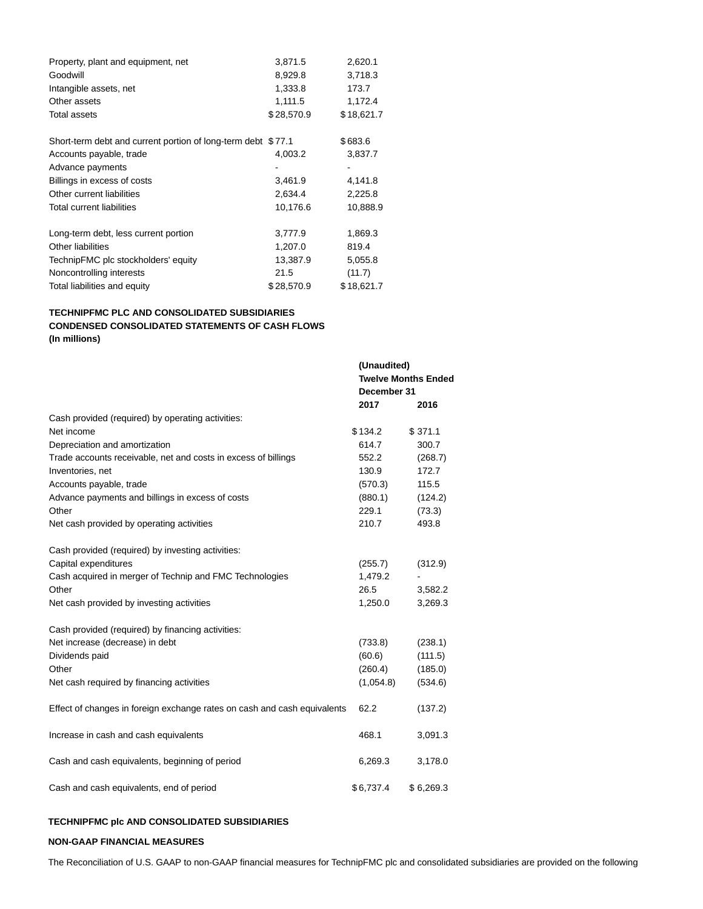| | | |
|---|---|---|
| Property, plant and equipment, net | 3,871.5 | 2,620.1 |
| Goodwill | 8,929.8 | 3,718.3 |
| Intangible assets, net | 1,333.8 | 173.7 |
| Other assets | 1,111.5 | 1,172.4 |
| Total assets | $28,570.9 | $18,621.7 |
| | | |
| Short-term debt and current portion of long-term debt | $77.1 | $683.6 |
| Accounts payable, trade | 4,003.2 | 3,837.7 |
| Advance payments | - | - |
| Billings in excess of costs | 3,461.9 | 4,141.8 |
| Other current liabilities | 2,634.4 | 2,225.8 |
| Total current liabilities | 10,176.6 | 10,888.9 |
| | | |
| Long-term debt, less current portion | 3,777.9 | 1,869.3 |
| Other liabilities | 1,207.0 | 819.4 |
| TechnipFMC plc stockholders' equity | 13,387.9 | 5,055.8 |
| Noncontrolling interests | 21.5 | (11.7) |
| Total liabilities and equity | $28,570.9 | $18,621.7 |

**TECHNIPFMC PLC AND CONSOLIDATED SUBSIDIARIES**
**CONDENSED CONSOLIDATED STATEMENTS OF CASH FLOWS**
**(In millions)**

| | **(Unaudited) Twelve Months Ended December 31** | |
|---|---|---|
| | **2017** | **2016** |
| Cash provided (required) by operating activities: | | |
| Net income | $134.2 | $ 371.1 |
| Depreciation and amortization | 614.7 | 300.7 |
| Trade accounts receivable, net and costs in excess of billings | 552.2 | (268.7) |
| Inventories, net | 130.9 | 172.7 |
| Accounts payable, trade | (570.3) | 115.5 |
| Advance payments and billings in excess of costs | (880.1) | (124.2) |
| Other | 229.1 | (73.3) |
| Net cash provided by operating activities | 210.7 | 493.8 |
| | | |
| Cash provided (required) by investing activities: | | |
| Capital expenditures | (255.7) | (312.9) |
| Cash acquired in merger of Technip and FMC Technologies | 1,479.2 | - |
| Other | 26.5 | 3,582.2 |
| Net cash provided by investing activities | 1,250.0 | 3,269.3 |
| | | |
| Cash provided (required) by financing activities: | | |
| Net increase (decrease) in debt | (733.8) | (238.1) |
| Dividends paid | (60.6) | (111.5) |
| Other | (260.4) | (185.0) |
| Net cash required by financing activities | (1,054.8) | (534.6) |
| | | |
| Effect of changes in foreign exchange rates on cash and cash equivalents | 62.2 | (137.2) |
| | | |
| Increase in cash and cash equivalents | 468.1 | 3,091.3 |
| | | |
| Cash and cash equivalents, beginning of period | 6,269.3 | 3,178.0 |
| | | |
| Cash and cash equivalents, end of period | $6,737.4 | $ 6,269.3 |

**TECHNIPFMC plc AND CONSOLIDATED SUBSIDIARIES**

**NON-GAAP FINANCIAL MEASURES**

The Reconciliation of U.S. GAAP to non-GAAP financial measures for TechnipFMC plc and consolidated subsidiaries are provided on the following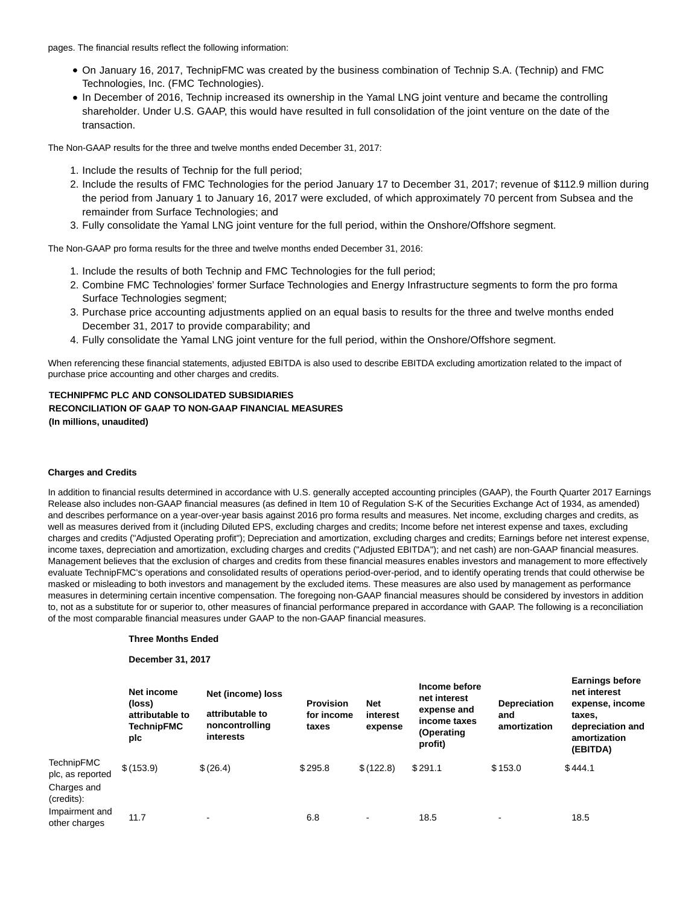pages. The financial results reflect the following information:

- On January 16, 2017, TechnipFMC was created by the business combination of Technip S.A. (Technip) and FMC Technologies, Inc. (FMC Technologies).
- In December of 2016, Technip increased its ownership in the Yamal LNG joint venture and became the controlling shareholder. Under U.S. GAAP, this would have resulted in full consolidation of the joint venture on the date of the transaction.

The Non-GAAP results for the three and twelve months ended December 31, 2017:

1. Include the results of Technip for the full period;
2. Include the results of FMC Technologies for the period January 17 to December 31, 2017; revenue of $112.9 million during the period from January 1 to January 16, 2017 were excluded, of which approximately 70 percent from Subsea and the remainder from Surface Technologies; and
3. Fully consolidate the Yamal LNG joint venture for the full period, within the Onshore/Offshore segment.

The Non-GAAP pro forma results for the three and twelve months ended December 31, 2016:

1. Include the results of both Technip and FMC Technologies for the full period;
2. Combine FMC Technologies' former Surface Technologies and Energy Infrastructure segments to form the pro forma Surface Technologies segment;
3. Purchase price accounting adjustments applied on an equal basis to results for the three and twelve months ended December 31, 2017 to provide comparability; and
4. Fully consolidate the Yamal LNG joint venture for the full period, within the Onshore/Offshore segment.

When referencing these financial statements, adjusted EBITDA is also used to describe EBITDA excluding amortization related to the impact of purchase price accounting and other charges and credits.

**TECHNIPFMC PLC AND CONSOLIDATED SUBSIDIARIES**
**RECONCILIATION OF GAAP TO NON-GAAP FINANCIAL MEASURES**
**(In millions, unaudited)**

**Charges and Credits**

In addition to financial results determined in accordance with U.S. generally accepted accounting principles (GAAP), the Fourth Quarter 2017 Earnings Release also includes non-GAAP financial measures (as defined in Item 10 of Regulation S-K of the Securities Exchange Act of 1934, as amended) and describes performance on a year-over-year basis against 2016 pro forma results and measures. Net income, excluding charges and credits, as well as measures derived from it (including Diluted EPS, excluding charges and credits; Income before net interest expense and taxes, excluding charges and credits ("Adjusted Operating profit"); Depreciation and amortization, excluding charges and credits; Earnings before net interest expense, income taxes, depreciation and amortization, excluding charges and credits ("Adjusted EBITDA"); and net cash) are non-GAAP financial measures. Management believes that the exclusion of charges and credits from these financial measures enables investors and management to more effectively evaluate TechnipFMC's operations and consolidated results of operations period-over-period, and to identify operating trends that could otherwise be masked or misleading to both investors and management by the excluded items. These measures are also used by management as performance measures in determining certain incentive compensation. The foregoing non-GAAP financial measures should be considered by investors in addition to, not as a substitute for or superior to, other measures of financial performance prepared in accordance with GAAP. The following is a reconciliation of the most comparable financial measures under GAAP to the non-GAAP financial measures.

| | Three Months Ended December 31, 2017 | | | | | | |
|---|---|---|---|---|---|---|---|
| | Net income (loss) attributable to TechnipFMC plc | Net (income) loss attributable to noncontrolling interests | Provision for income taxes | Net interest expense | Income before net interest expense and income taxes (Operating profit) | Depreciation and amortization | Earnings before net interest expense, income taxes, depreciation and amortization (EBITDA) |
| TechnipFMC plc, as reported | $ (153.9) | $ (26.4) | $ 295.8 | $ (122.8) | $ 291.1 | $ 153.0 | $ 444.1 |
| Charges and (credits): | | | | | | | |
| Impairment and other charges | 11.7 | - | 6.8 | - | 18.5 | - | 18.5 |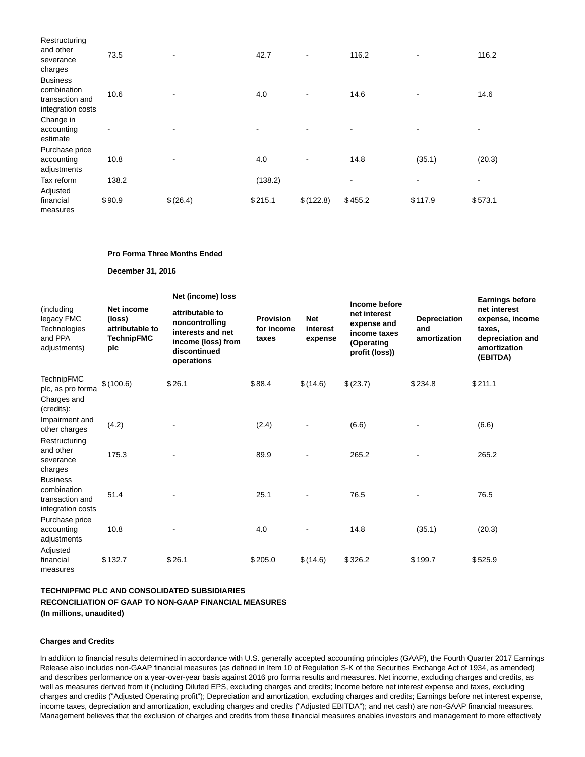| | | | | | | | |
|---|---|---|---|---|---|---|---|
| Restructuring and other severance charges | 73.5 | - | 42.7 | - | 116.2 | - | 116.2 |
| Business combination transaction and integration costs | 10.6 | - | 4.0 | - | 14.6 | - | 14.6 |
| Change in accounting estimate | - | - | - | - | - | - | - |
| Purchase price accounting adjustments | 10.8 | - | 4.0 | - | 14.8 | (35.1) | (20.3) |
| Tax reform | 138.2 | | (138.2) | | - | - | - |
| Adjusted financial measures | $ 90.9 | $ (26.4) | $ 215.1 | $ (122.8) | $ 455.2 | $ 117.9 | $ 573.1 |

**Pro Forma Three Months Ended**

**December 31, 2016**

| (including legacy FMC Technologies and PPA adjustments) | **Net income (loss) attributable to TechnipFMC plc** | **Net (income) loss attributable to noncontrolling interests and net income (loss) from discontinued operations** | **Provision for income taxes** | **Net interest expense** | **Income before net interest expense and income taxes (Operating profit (loss))** | **Depreciation and amortization** | **Earnings before net interest expense, income taxes, depreciation and amortization (EBITDA)** |
|---|---|---|---|---|---|---|---|
| TechnipFMC plc, as pro forma | $ (100.6) | $ 26.1 | $ 88.4 | $ (14.6) | $ (23.7) | $ 234.8 | $ 211.1 |
| Charges and (credits): | | | | | | | |
| Impairment and other charges | (4.2) | - | (2.4) | - | (6.6) | - | (6.6) |
| Restructuring and other severance charges | 175.3 | - | 89.9 | - | 265.2 | - | 265.2 |
| Business combination transaction and integration costs | 51.4 | - | 25.1 | - | 76.5 | - | 76.5 |
| Purchase price accounting adjustments | 10.8 | - | 4.0 | - | 14.8 | (35.1) | (20.3) |
| Adjusted financial measures | $ 132.7 | $ 26.1 | $ 205.0 | $ (14.6) | $ 326.2 | $ 199.7 | $ 525.9 |

**TECHNIPFMC PLC AND CONSOLIDATED SUBSIDIARIES**
**RECONCILIATION OF GAAP TO NON-GAAP FINANCIAL MEASURES**
**(In millions, unaudited)**

**Charges and Credits**

In addition to financial results determined in accordance with U.S. generally accepted accounting principles (GAAP), the Fourth Quarter 2017 Earnings Release also includes non-GAAP financial measures (as defined in Item 10 of Regulation S-K of the Securities Exchange Act of 1934, as amended) and describes performance on a year-over-year basis against 2016 pro forma results and measures. Net income, excluding charges and credits, as well as measures derived from it (including Diluted EPS, excluding charges and credits; Income before net interest expense and taxes, excluding charges and credits ("Adjusted Operating profit"); Depreciation and amortization, excluding charges and credits; Earnings before net interest expense, income taxes, depreciation and amortization, excluding charges and credits ("Adjusted EBITDA"); and net cash) are non-GAAP financial measures. Management believes that the exclusion of charges and credits from these financial measures enables investors and management to more effectively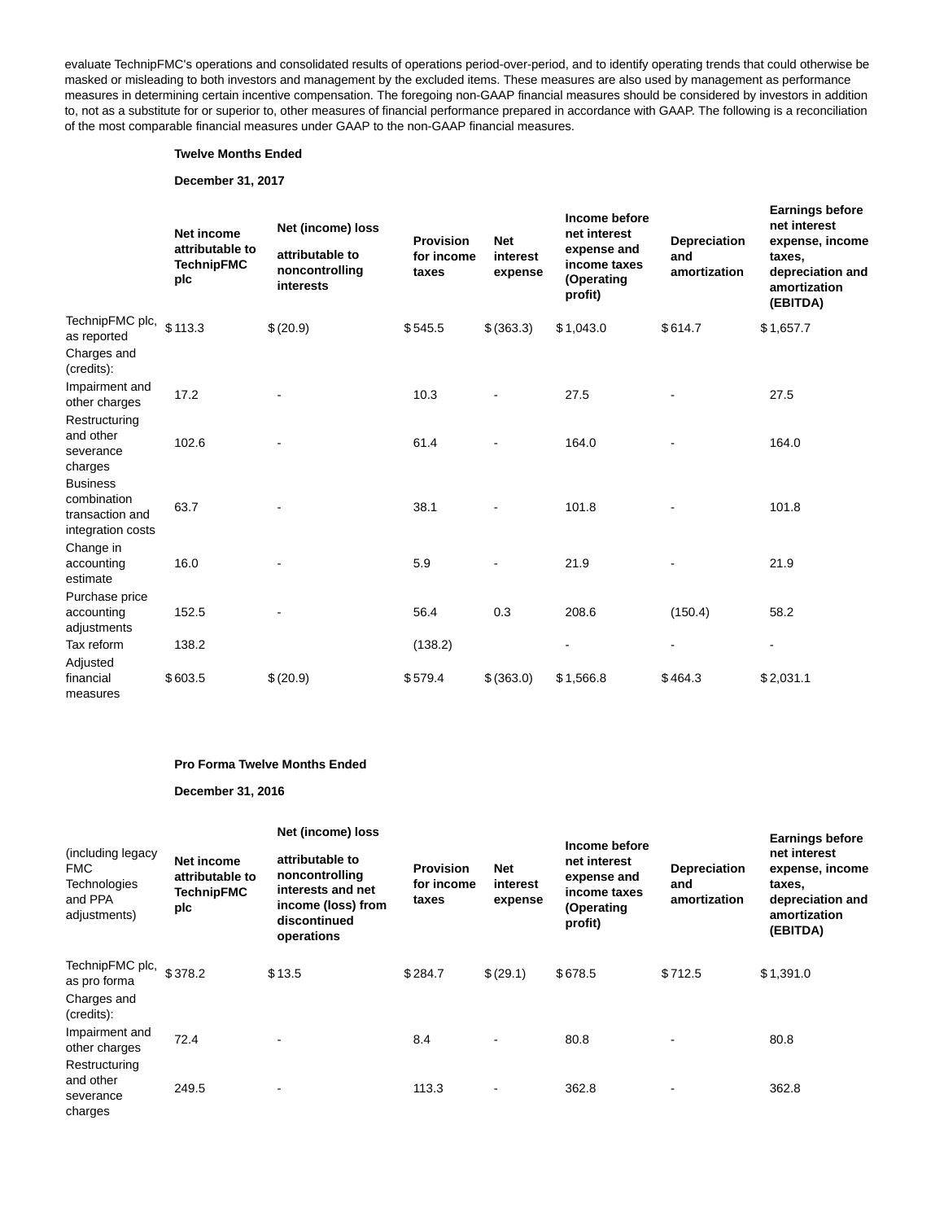evaluate TechnipFMC's operations and consolidated results of operations period-over-period, and to identify operating trends that could otherwise be masked or misleading to both investors and management by the excluded items. These measures are also used by management as performance measures in determining certain incentive compensation. The foregoing non-GAAP financial measures should be considered by investors in addition to, not as a substitute for or superior to, other measures of financial performance prepared in accordance with GAAP. The following is a reconciliation of the most comparable financial measures under GAAP to the non-GAAP financial measures.

**Twelve Months Ended**

**December 31, 2017**

| | Net income attributable to TechnipFMC plc | Net (income) loss attributable to noncontrolling interests | Provision for income taxes | Net interest expense | Income before net interest expense and income taxes (Operating profit) | Depreciation and amortization | Earnings before net interest expense, income taxes, depreciation and amortization (EBITDA) |
|---|---|---|---|---|---|---|---|
| TechnipFMC plc, as reported | $ 113.3 | $ (20.9) | $ 545.5 | $ (363.3) | $ 1,043.0 | $ 614.7 | $ 1,657.7 |
| Charges and (credits): | | | | | | | |
| Impairment and other charges | 17.2 | - | 10.3 | - | 27.5 | - | 27.5 |
| Restructuring and other severance charges | 102.6 | - | 61.4 | - | 164.0 | - | 164.0 |
| Business combination transaction and integration costs | 63.7 | - | 38.1 | - | 101.8 | - | 101.8 |
| Change in accounting estimate | 16.0 | - | 5.9 | - | 21.9 | - | 21.9 |
| Purchase price accounting adjustments | 152.5 | - | 56.4 | 0.3 | 208.6 | (150.4) | 58.2 |
| Tax reform | 138.2 | | (138.2) | | - | - | - |
| Adjusted financial measures | $ 603.5 | $ (20.9) | $ 579.4 | $ (363.0) | $ 1,566.8 | $ 464.3 | $ 2,031.1 |

**Pro Forma Twelve Months Ended**

**December 31, 2016**

| (including legacy FMC Technologies and PPA adjustments) | Net income attributable to TechnipFMC plc | Net (income) loss attributable to noncontrolling interests and net income (loss) from discontinued operations | Provision for income taxes | Net interest expense | Income before net interest expense and income taxes (Operating profit) | Depreciation and amortization | Earnings before net interest expense, income taxes, depreciation and amortization (EBITDA) |
|---|---|---|---|---|---|---|---|
| TechnipFMC plc, as pro forma | $ 378.2 | $ 13.5 | $ 284.7 | $ (29.1) | $ 678.5 | $ 712.5 | $ 1,391.0 |
| Charges and (credits): | | | | | | | |
| Impairment and other charges | 72.4 | - | 8.4 | - | 80.8 | - | 80.8 |
| Restructuring and other severance charges | 249.5 | - | 113.3 | - | 362.8 | - | 362.8 |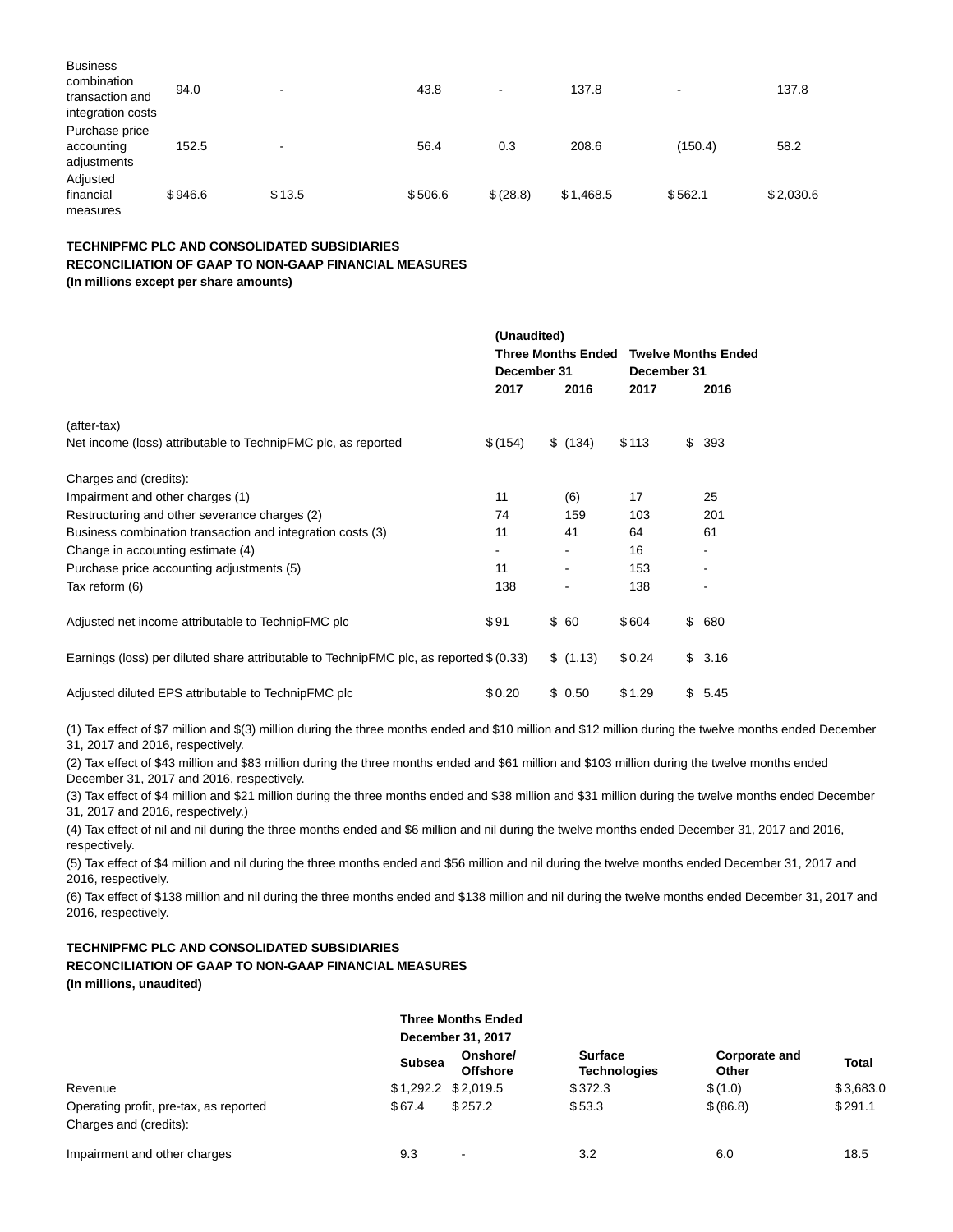| | | | | | | | |
|---|---|---|---|---|---|---|---|
| Business combination transaction and integration costs | 94.0 | - | 43.8 | - | 137.8 | - | 137.8 |
| Purchase price accounting adjustments | 152.5 | - | 56.4 | 0.3 | 208.6 | (150.4) | 58.2 |
| Adjusted financial measures | $946.6 | $13.5 | $506.6 | $(28.8) | $1,468.5 | $562.1 | $2,030.6 |

**TECHNIPFMC PLC AND CONSOLIDATED SUBSIDIARIES**
**RECONCILIATION OF GAAP TO NON-GAAP FINANCIAL MEASURES**
**(In millions except per share amounts)**

| | (Unaudited) Three Months Ended December 31 | | Twelve Months Ended December 31 | |
|---|---|---|---|---|
| | 2017 | 2016 | 2017 | 2016 |
| (after-tax) | | | | |
| Net income (loss) attributable to TechnipFMC plc, as reported | $(154) | $ (134) | $113 | $ 393 |
| Charges and (credits): | | | | |
| Impairment and other charges (1) | 11 | (6) | 17 | 25 |
| Restructuring and other severance charges (2) | 74 | 159 | 103 | 201 |
| Business combination transaction and integration costs (3) | 11 | 41 | 64 | 61 |
| Change in accounting estimate (4) | - | - | 16 | - |
| Purchase price accounting adjustments (5) | 11 | - | 153 | - |
| Tax reform (6) | 138 | - | 138 | - |
| Adjusted net income attributable to TechnipFMC plc | $91 | $ 60 | $604 | $ 680 |
| Earnings (loss) per diluted share attributable to TechnipFMC plc, as reported | $(0.33) | $ (1.13) | $0.24 | $ 3.16 |
| Adjusted diluted EPS attributable to TechnipFMC plc | $0.20 | $ 0.50 | $1.29 | $ 5.45 |

(1) Tax effect of $7 million and $(3) million during the three months ended and $10 million and $12 million during the twelve months ended December 31, 2017 and 2016, respectively.

(2) Tax effect of $43 million and $83 million during the three months ended and $61 million and $103 million during the twelve months ended December 31, 2017 and 2016, respectively.

(3) Tax effect of $4 million and $21 million during the three months ended and $38 million and $31 million during the twelve months ended December 31, 2017 and 2016, respectively.)

(4) Tax effect of nil and nil during the three months ended and $6 million and nil during the twelve months ended December 31, 2017 and 2016, respectively.

(5) Tax effect of $4 million and nil during the three months ended and $56 million and nil during the twelve months ended December 31, 2017 and 2016, respectively.

(6) Tax effect of $138 million and nil during the three months ended and $138 million and nil during the twelve months ended December 31, 2017 and 2016, respectively.

**TECHNIPFMC PLC AND CONSOLIDATED SUBSIDIARIES**
**RECONCILIATION OF GAAP TO NON-GAAP FINANCIAL MEASURES**
**(In millions, unaudited)**

| | Three Months Ended December 31, 2017 | | | | |
|---|---|---|---|---|---|
| | Subsea | Onshore/ Offshore | Surface Technologies | Corporate and Other | Total |
| Revenue | $1,292.2 | $2,019.5 | $372.3 | $(1.0) | $3,683.0 |
| Operating profit, pre-tax, as reported | $67.4 | $257.2 | $53.3 | $(86.8) | $291.1 |
| Charges and (credits): | | | | | |
| Impairment and other charges | 9.3 | - | 3.2 | 6.0 | 18.5 |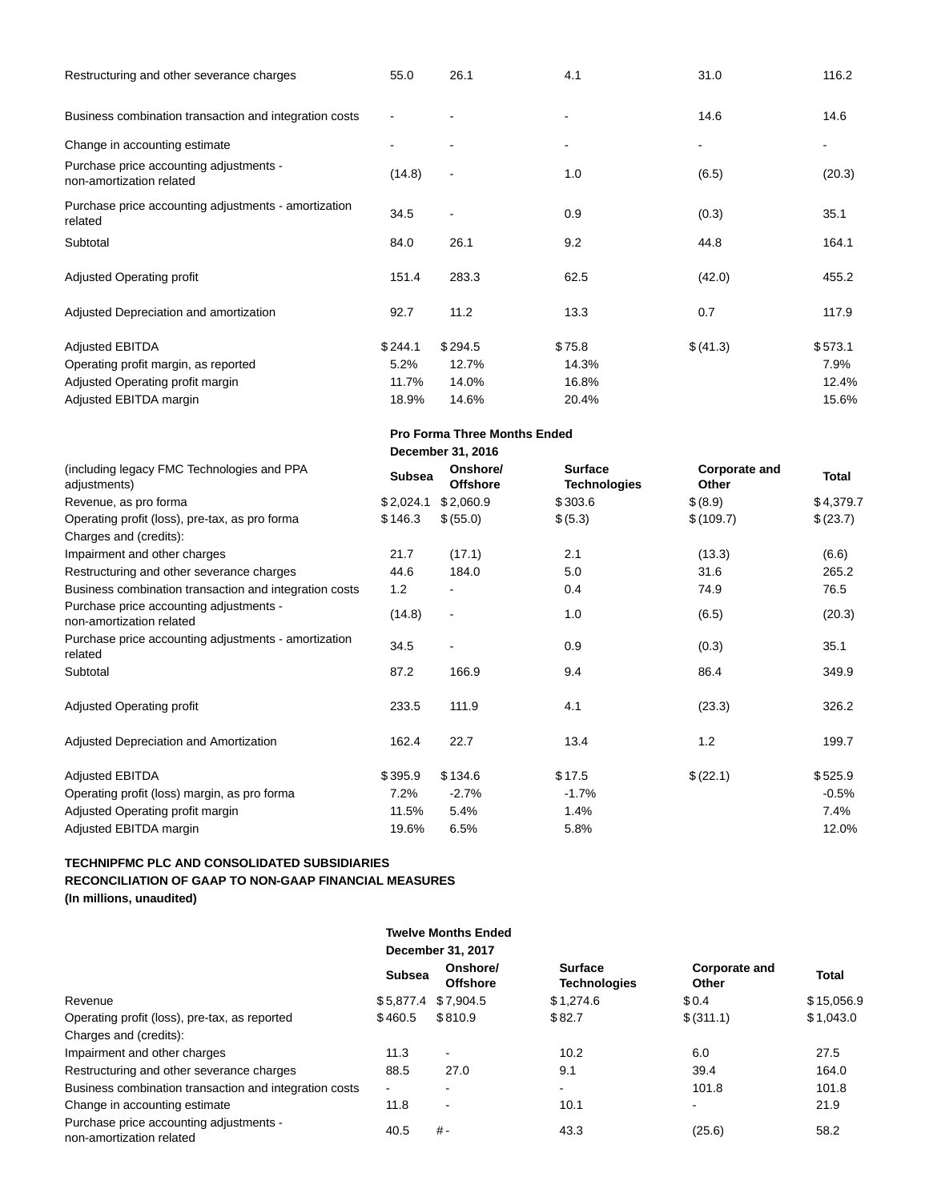| | | | | | |
|---|---|---|---|---|---|
| Restructuring and other severance charges | 55.0 | 26.1 | 4.1 | 31.0 | 116.2 |
| Business combination transaction and integration costs | - | - | - | 14.6 | 14.6 |
| Change in accounting estimate | - | - | - | - | - |
| Purchase price accounting adjustments - non-amortization related | (14.8) | - | 1.0 | (6.5) | (20.3) |
| Purchase price accounting adjustments - amortization related | 34.5 | - | 0.9 | (0.3) | 35.1 |
| Subtotal | 84.0 | 26.1 | 9.2 | 44.8 | 164.1 |
| Adjusted Operating profit | 151.4 | 283.3 | 62.5 | (42.0) | 455.2 |
| Adjusted Depreciation and amortization | 92.7 | 11.2 | 13.3 | 0.7 | 117.9 |
| Adjusted EBITDA | $ 244.1 | $ 294.5 | $ 75.8 | $ (41.3) | $ 573.1 |
| Operating profit margin, as reported | 5.2% | 12.7% | 14.3% | | 7.9% |
| Adjusted Operating profit margin | 11.7% | 14.0% | 16.8% | | 12.4% |
| Adjusted EBITDA margin | 18.9% | 14.6% | 20.4% | | 15.6% |

| | **Pro Forma Three Months Ended December 31, 2016** | | | | |
|---|---|---|---|---|---|
| (including legacy FMC Technologies and PPA adjustments) | **Subsea** | **Onshore/ Offshore** | **Surface Technologies** | **Corporate and Other** | **Total** |
| Revenue, as pro forma | $ 2,024.1 | $ 2,060.9 | $ 303.6 | $ (8.9) | $ 4,379.7 |
| Operating profit (loss), pre-tax, as pro forma | $ 146.3 | $ (55.0) | $ (5.3) | $ (109.7) | $ (23.7) |
| Charges and (credits): | | | | | |
| Impairment and other charges | 21.7 | (17.1) | 2.1 | (13.3) | (6.6) |
| Restructuring and other severance charges | 44.6 | 184.0 | 5.0 | 31.6 | 265.2 |
| Business combination transaction and integration costs | 1.2 | - | 0.4 | 74.9 | 76.5 |
| Purchase price accounting adjustments - non-amortization related | (14.8) | - | 1.0 | (6.5) | (20.3) |
| Purchase price accounting adjustments - amortization related | 34.5 | - | 0.9 | (0.3) | 35.1 |
| Subtotal | 87.2 | 166.9 | 9.4 | 86.4 | 349.9 |
| Adjusted Operating profit | 233.5 | 111.9 | 4.1 | (23.3) | 326.2 |
| Adjusted Depreciation and Amortization | 162.4 | 22.7 | 13.4 | 1.2 | 199.7 |
| Adjusted EBITDA | $ 395.9 | $ 134.6 | $ 17.5 | $ (22.1) | $ 525.9 |
| Operating profit (loss) margin, as pro forma | 7.2% | -2.7% | -1.7% | | -0.5% |
| Adjusted Operating profit margin | 11.5% | 5.4% | 1.4% | | 7.4% |
| Adjusted EBITDA margin | 19.6% | 6.5% | 5.8% | | 12.0% |

**TECHNIPFMC PLC AND CONSOLIDATED SUBSIDIARIES**
**RECONCILIATION OF GAAP TO NON-GAAP FINANCIAL MEASURES**
**(In millions, unaudited)**

| | **Twelve Months Ended December 31, 2017** | | | | |
|---|---|---|---|---|---|
| | **Subsea** | **Onshore/ Offshore** | **Surface Technologies** | **Corporate and Other** | **Total** |
| Revenue | $ 5,877.4 | $ 7,904.5 | $ 1,274.6 | $ 0.4 | $ 15,056.9 |
| Operating profit (loss), pre-tax, as reported | $ 460.5 | $ 810.9 | $ 82.7 | $ (311.1) | $ 1,043.0 |
| Charges and (credits): | | | | | |
| Impairment and other charges | 11.3 | - | 10.2 | 6.0 | 27.5 |
| Restructuring and other severance charges | 88.5 | 27.0 | 9.1 | 39.4 | 164.0 |
| Business combination transaction and integration costs | - | - | - | 101.8 | 101.8 |
| Change in accounting estimate | 11.8 | - | 10.1 | - | 21.9 |
| Purchase price accounting adjustments - non-amortization related | 40.5 | # - | 43.3 | (25.6) | 58.2 |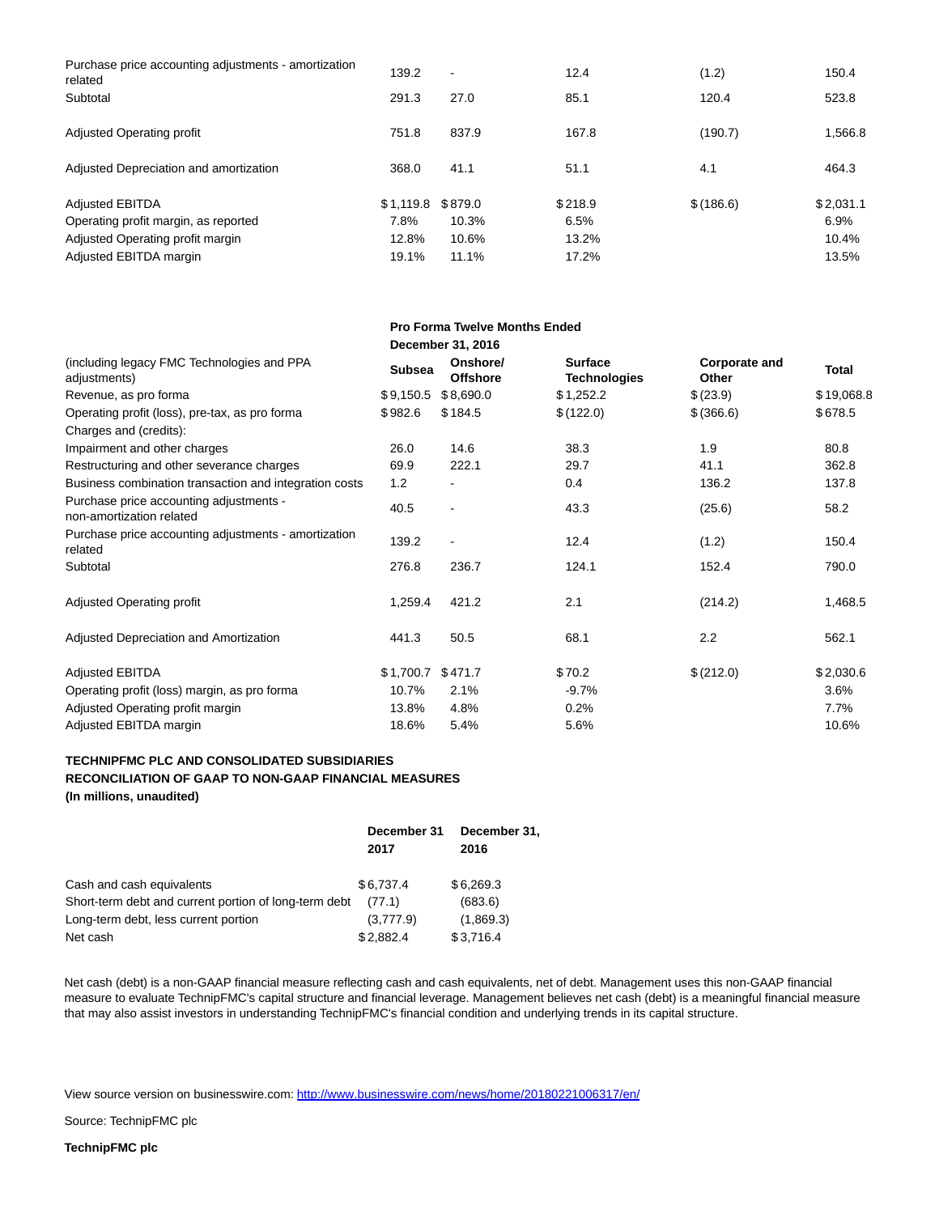| | | | | | |
|---|---|---|---|---|---|
| Purchase price accounting adjustments - amortization related | 139.2 | - | 12.4 | (1.2) | 150.4 |
| Subtotal | 291.3 | 27.0 | 85.1 | 120.4 | 523.8 |
| Adjusted Operating profit | 751.8 | 837.9 | 167.8 | (190.7) | 1,566.8 |
| Adjusted Depreciation and amortization | 368.0 | 41.1 | 51.1 | 4.1 | 464.3 |
| Adjusted EBITDA | $1,119.8 | $879.0 | $218.9 | $(186.6) | $2,031.1 |
| Operating profit margin, as reported | 7.8% | 10.3% | 6.5% | | 6.9% |
| Adjusted Operating profit margin | 12.8% | 10.6% | 13.2% | | 10.4% |
| Adjusted EBITDA margin | 19.1% | 11.1% | 17.2% | | 13.5% |

| | Pro Forma Twelve Months Ended December 31, 2016 | | | | |
|---|---|---|---|---|---|
| (including legacy FMC Technologies and PPA adjustments) | Subsea | Onshore/ Offshore | Surface Technologies | Corporate and Other | Total |
| Revenue, as pro forma | $9,150.5 | $8,690.0 | $1,252.2 | $(23.9) | $19,068.8 |
| Operating profit (loss), pre-tax, as pro forma | $982.6 | $184.5 | $(122.0) | $(366.6) | $678.5 |
| Charges and (credits): | | | | | |
| Impairment and other charges | 26.0 | 14.6 | 38.3 | 1.9 | 80.8 |
| Restructuring and other severance charges | 69.9 | 222.1 | 29.7 | 41.1 | 362.8 |
| Business combination transaction and integration costs | 1.2 | - | 0.4 | 136.2 | 137.8 |
| Purchase price accounting adjustments - non-amortization related | 40.5 | - | 43.3 | (25.6) | 58.2 |
| Purchase price accounting adjustments - amortization related | 139.2 | - | 12.4 | (1.2) | 150.4 |
| Subtotal | 276.8 | 236.7 | 124.1 | 152.4 | 790.0 |
| Adjusted Operating profit | 1,259.4 | 421.2 | 2.1 | (214.2) | 1,468.5 |
| Adjusted Depreciation and Amortization | 441.3 | 50.5 | 68.1 | 2.2 | 562.1 |
| Adjusted EBITDA | $1,700.7 | $471.7 | $70.2 | $(212.0) | $2,030.6 |
| Operating profit (loss) margin, as pro forma | 10.7% | 2.1% | -9.7% | | 3.6% |
| Adjusted Operating profit margin | 13.8% | 4.8% | 0.2% | | 7.7% |
| Adjusted EBITDA margin | 18.6% | 5.4% | 5.6% | | 10.6% |

**TECHNIPFMC PLC AND CONSOLIDATED SUBSIDIARIES**
**RECONCILIATION OF GAAP TO NON-GAAP FINANCIAL MEASURES**
**(In millions, unaudited)**

| | December 31 2017 | December 31, 2016 |
|---|---|---|
| Cash and cash equivalents | $6,737.4 | $6,269.3 |
| Short-term debt and current portion of long-term debt | (77.1) | (683.6) |
| Long-term debt, less current portion | (3,777.9) | (1,869.3) |
| Net cash | $2,882.4 | $3,716.4 |

Net cash (debt) is a non-GAAP financial measure reflecting cash and cash equivalents, net of debt. Management uses this non-GAAP financial measure to evaluate TechnipFMC's capital structure and financial leverage. Management believes net cash (debt) is a meaningful financial measure that may also assist investors in understanding TechnipFMC's financial condition and underlying trends in its capital structure.

View source version on businesswire.com: http://www.businesswire.com/news/home/20180221006317/en/

Source: TechnipFMC plc

**TechnipFMC plc**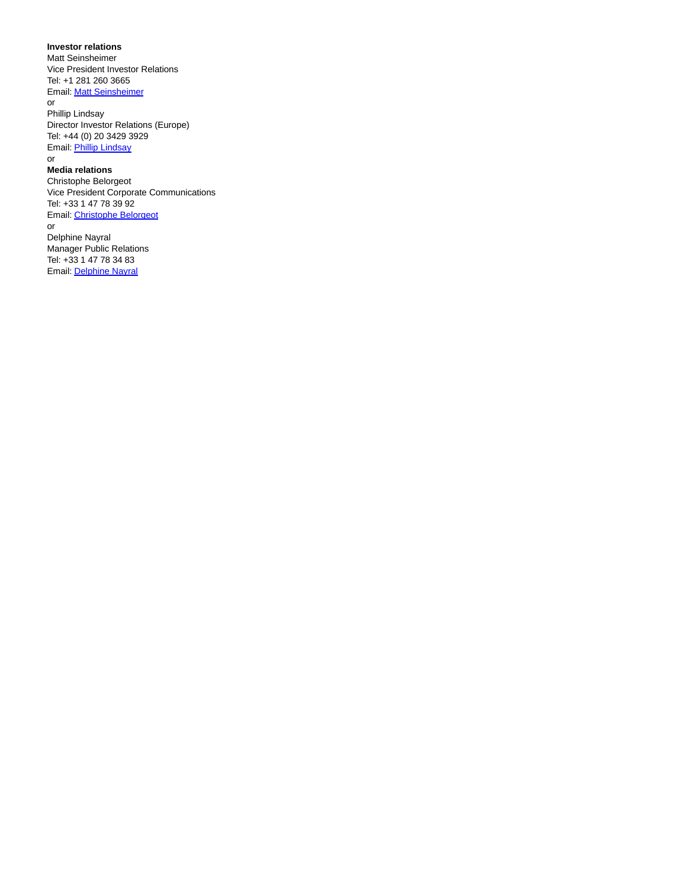**Investor relations**
Matt Seinsheimer
Vice President Investor Relations
Tel: +1 281 260 3665
Email: Matt Seinsheimer
or
Phillip Lindsay
Director Investor Relations (Europe)
Tel: +44 (0) 20 3429 3929
Email: Phillip Lindsay
or
**Media relations**
Christophe Belorgeot
Vice President Corporate Communications
Tel: +33 1 47 78 39 92
Email: Christophe Belorgeot
or
Delphine Nayral
Manager Public Relations
Tel: +33 1 47 78 34 83
Email: Delphine Nayral